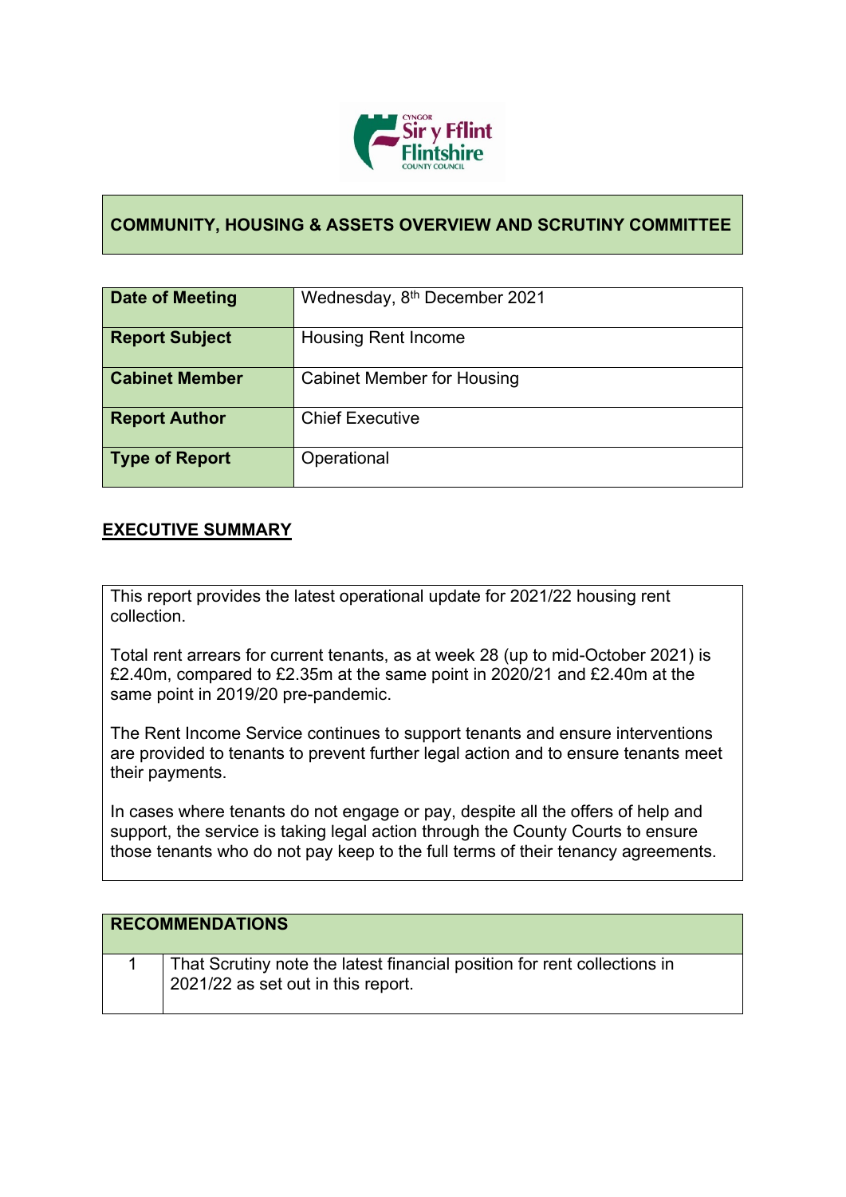## COMMUNITY, HOUSING & ASSETS OVERVIEW AND SCRUTINY COMMITTEE

| | |
|---|---|
| **Date of Meeting** | Wednesday, 8th December 2021 |
| **Report Subject** | Housing Rent Income |
| **Cabinet Member** | Cabinet Member for Housing |
| **Report Author** | Chief Executive |
| **Type of Report** | Operational |

## EXECUTIVE SUMMARY

This report provides the latest operational update for 2021/22 housing rent collection.

Total rent arrears for current tenants, as at week 28 (up to mid-October 2021) is £2.40m, compared to £2.35m at the same point in 2020/21 and £2.40m at the same point in 2019/20 pre-pandemic.

The Rent Income Service continues to support tenants and ensure interventions are provided to tenants to prevent further legal action and to ensure tenants meet their payments.

In cases where tenants do not engage or pay, despite all the offers of help and support, the service is taking legal action through the County Courts to ensure those tenants who do not pay keep to the full terms of their tenancy agreements.

| RECOMMENDATIONS | |
|---|---|
| 1 | That Scrutiny note the latest financial position for rent collections in 2021/22 as set out in this report. |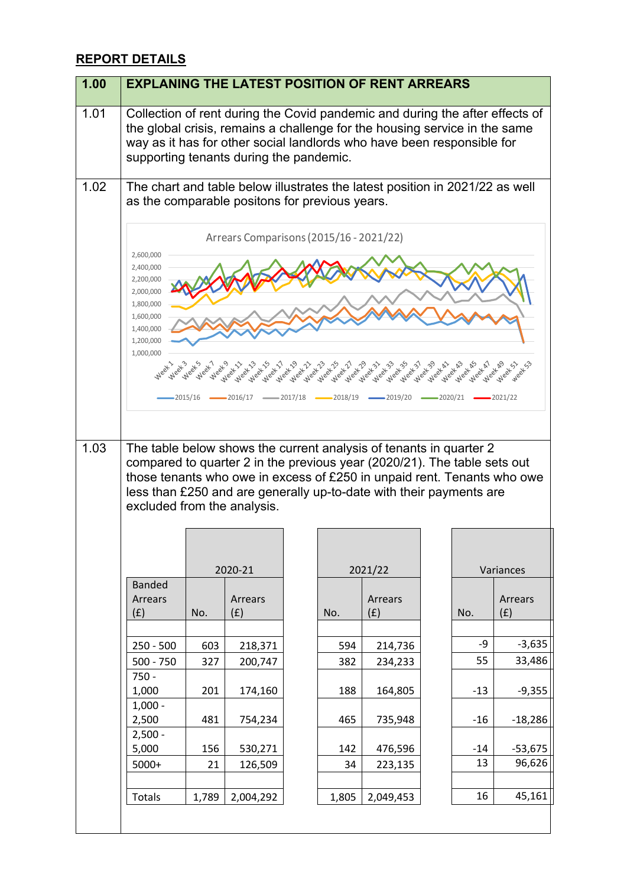## REPORT DETAILS

| 1.00 | EXPLAINING THE LATEST POSITION OF RENT ARREARS |
|---|---|
| 1.01 | Collection of rent during the Covid pandemic and during the after effects of the global crisis, remains a challenge for the housing service in the same way as it has for other social landlords who have been responsible for supporting tenants during the pandemic. |
| 1.02 | The chart and table below illustrates the latest position in 2021/22 as well as the comparable positons for previous years. |

Arrears Comparisons (2015/16 - 2021/22)

1.03 The table below shows the current analysis of tenants in quarter 2 compared to quarter 2 in the previous year (2020/21). The table sets out those tenants who owe in excess of £250 in unpaid rent. Tenants who owe less than £250 and are generally up-to-date with their payments are excluded from the analysis.

| | 2020-21 | | 2021/22 | | Variances | |
|---|---|---|---|---|---|---|
| Banded Arrears (£) | No. | Arrears (£) | No. | Arrears (£) | No. | Arrears (£) |
| 250 - 500 | 603 | 218,371 | 594 | 214,736 | -9 | -3,635 |
| 500 - 750 | 327 | 200,747 | 382 | 234,233 | 55 | 33,486 |
| 750 - 1,000 | 201 | 174,160 | 188 | 164,805 | -13 | -9,355 |
| 1,000 - 2,500 | 481 | 754,234 | 465 | 735,948 | -16 | -18,286 |
| 2,500 - 5,000 | 156 | 530,271 | 142 | 476,596 | -14 | -53,675 |
| 5000+ | 21 | 126,509 | 34 | 223,135 | 13 | 96,626 |
| Totals | 1,789 | 2,004,292 | 1,805 | 2,049,453 | 16 | 45,161 |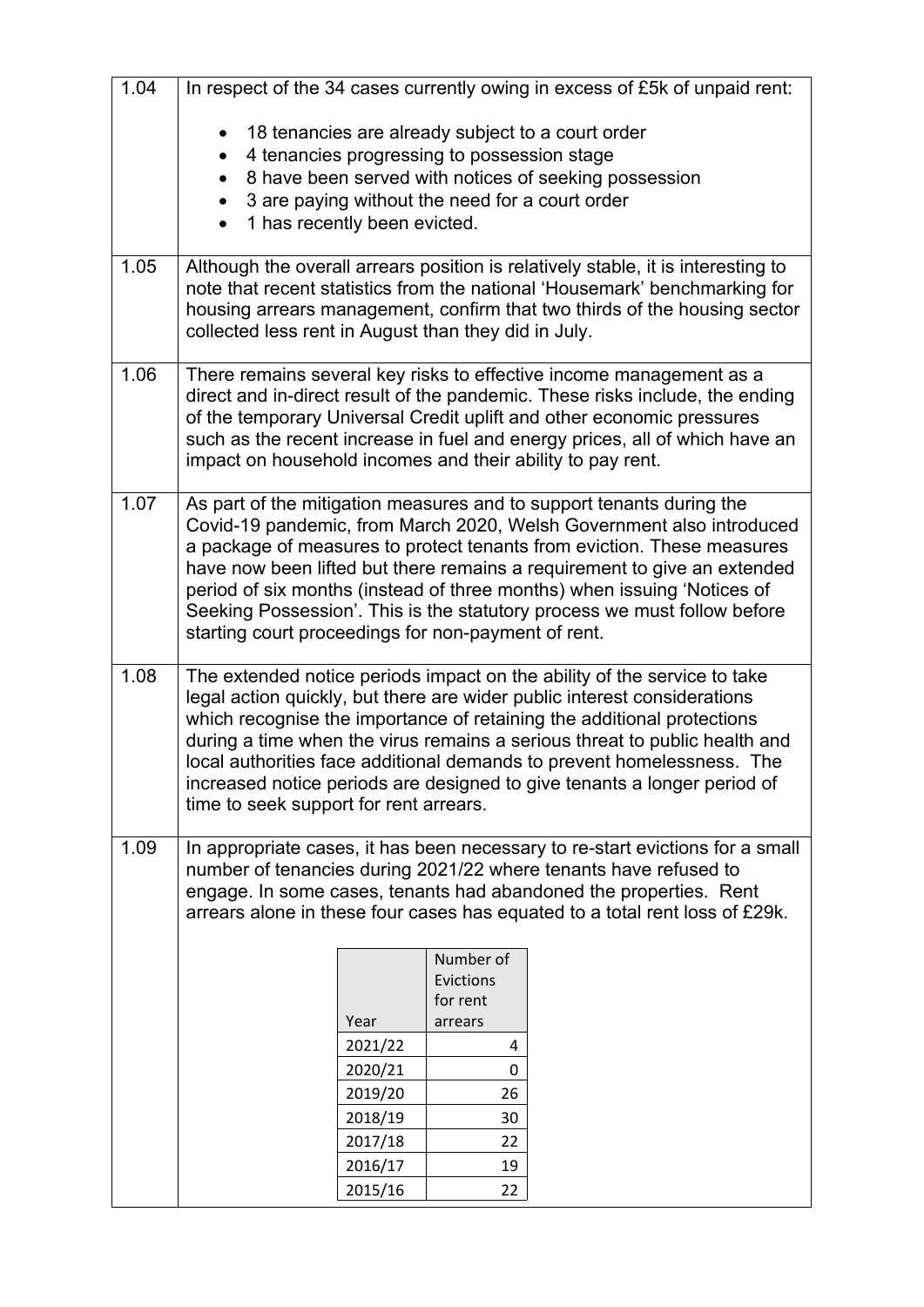| | |
|---|---|
| 1.04 | In respect of the 34 cases currently owing in excess of £5k of unpaid rent:<br><br>• 18 tenancies are already subject to a court order<br>• 4 tenancies progressing to possession stage<br>• 8 have been served with notices of seeking possession<br>• 3 are paying without the need for a court order<br>• 1 has recently been evicted. |
| 1.05 | Although the overall arrears position is relatively stable, it is interesting to note that recent statistics from the national 'Housemark' benchmarking for housing arrears management, confirm that two thirds of the housing sector collected less rent in August than they did in July. |
| 1.06 | There remains several key risks to effective income management as a direct and in-direct result of the pandemic. These risks include, the ending of the temporary Universal Credit uplift and other economic pressures such as the recent increase in fuel and energy prices, all of which have an impact on household incomes and their ability to pay rent. |
| 1.07 | As part of the mitigation measures and to support tenants during the Covid-19 pandemic, from March 2020, Welsh Government also introduced a package of measures to protect tenants from eviction. These measures have now been lifted but there remains a requirement to give an extended period of six months (instead of three months) when issuing 'Notices of Seeking Possession'. This is the statutory process we must follow before starting court proceedings for non-payment of rent. |
| 1.08 | The extended notice periods impact on the ability of the service to take legal action quickly, but there are wider public interest considerations which recognise the importance of retaining the additional protections during a time when the virus remains a serious threat to public health and local authorities face additional demands to prevent homelessness. The increased notice periods are designed to give tenants a longer period of time to seek support for rent arrears. |
| 1.09 | In appropriate cases, it has been necessary to re-start evictions for a small number of tenancies during 2021/22 where tenants have refused to engage. In some cases, tenants had abandoned the properties. Rent arrears alone in these four cases has equated to a total rent loss of £29k. |

| Year | Number of Evictions for rent arrears |
|---|---|
| 2021/22 | 4 |
| 2020/21 | 0 |
| 2019/20 | 26 |
| 2018/19 | 30 |
| 2017/18 | 22 |
| 2016/17 | 19 |
| 2015/16 | 22 |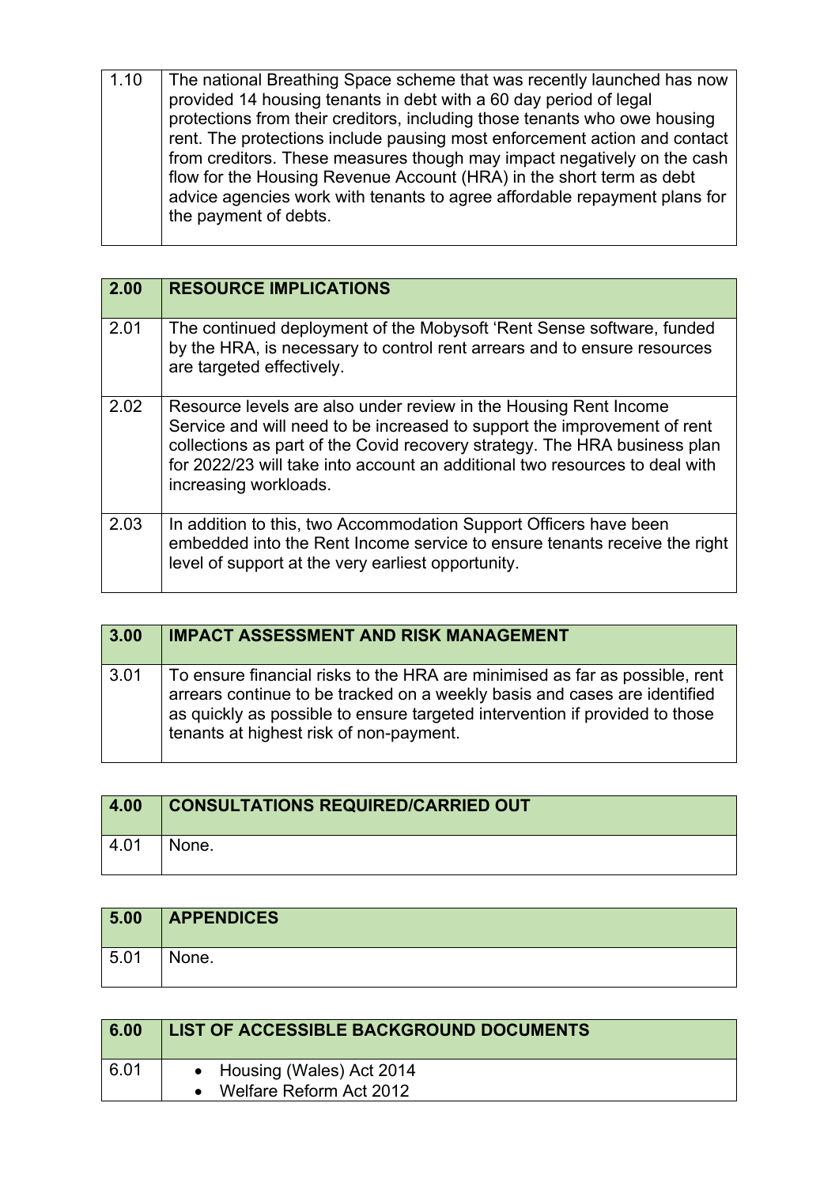| 1.10 | The national Breathing Space scheme that was recently launched has now provided 14 housing tenants in debt with a 60 day period of legal protections from their creditors, including those tenants who owe housing rent. The protections include pausing most enforcement action and contact from creditors. These measures though may impact negatively on the cash flow for the Housing Revenue Account (HRA) in the short term as debt advice agencies work with tenants to agree affordable repayment plans for the payment of debts. |
|---|---|

| **2.00** | **RESOURCE IMPLICATIONS** |
|---|---|
| 2.01 | The continued deployment of the Mobysoft 'Rent Sense software, funded by the HRA, is necessary to control rent arrears and to ensure resources are targeted effectively. |
| 2.02 | Resource levels are also under review in the Housing Rent Income Service and will need to be increased to support the improvement of rent collections as part of the Covid recovery strategy. The HRA business plan for 2022/23 will take into account an additional two resources to deal with increasing workloads. |
| 2.03 | In addition to this, two Accommodation Support Officers have been embedded into the Rent Income service to ensure tenants receive the right level of support at the very earliest opportunity. |

| **3.00** | **IMPACT ASSESSMENT AND RISK MANAGEMENT** |
|---|---|
| 3.01 | To ensure financial risks to the HRA are minimised as far as possible, rent arrears continue to be tracked on a weekly basis and cases are identified as quickly as possible to ensure targeted intervention if provided to those tenants at highest risk of non-payment. |

| **4.00** | **CONSULTATIONS REQUIRED/CARRIED OUT** |
|---|---|
| 4.01 | None. |

| **5.00** | **APPENDICES** |
|---|---|
| 5.01 | None. |

| **6.00** | **LIST OF ACCESSIBLE BACKGROUND DOCUMENTS** |
|---|---|
| 6.01 | • Housing (Wales) Act 2014<br>• Welfare Reform Act 2012 |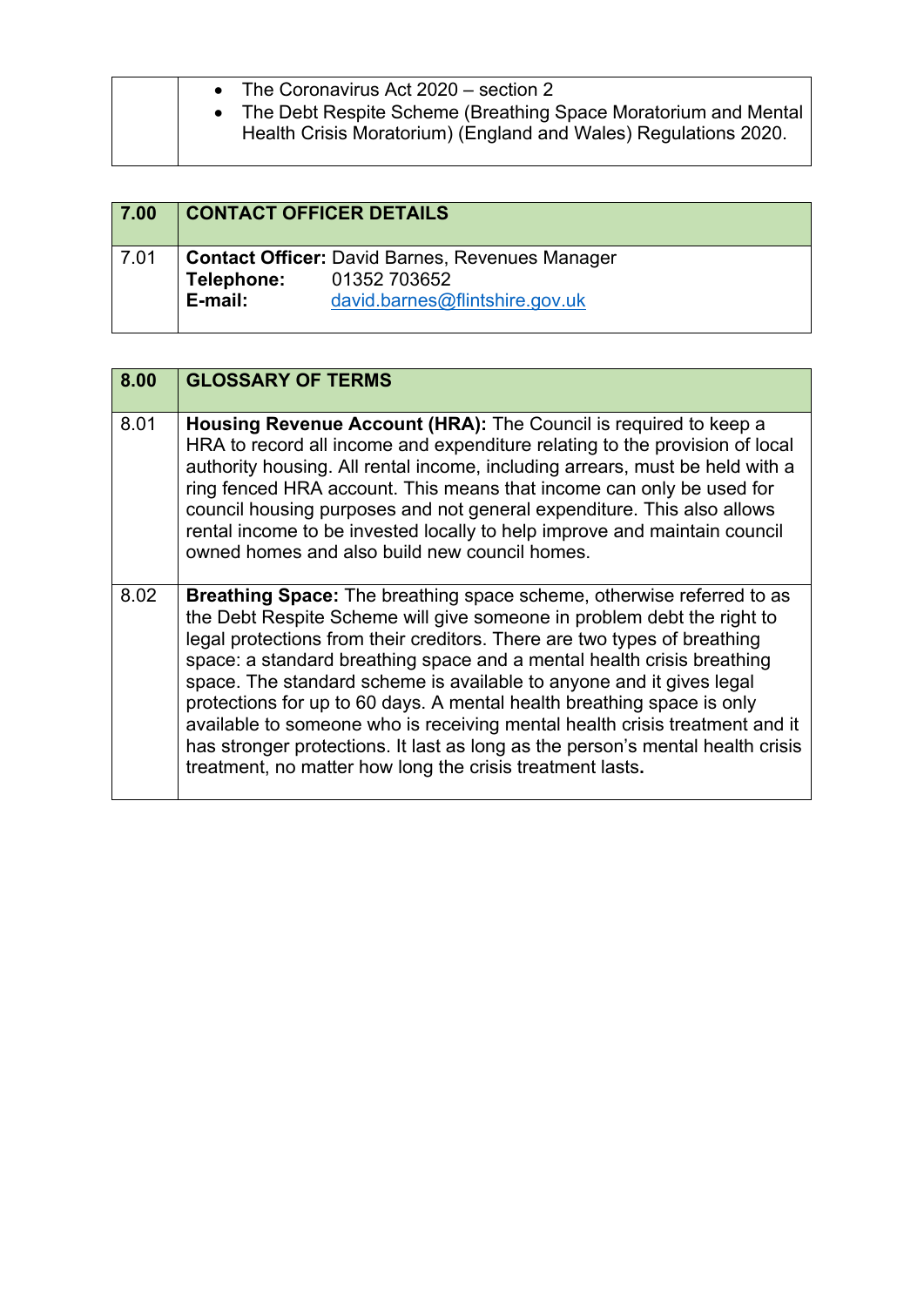| | |
|---|---|
| | • The Coronavirus Act 2020 – section 2<br>• The Debt Respite Scheme (Breathing Space Moratorium and Mental Health Crisis Moratorium) (England and Wales) Regulations 2020. |

| **7.00** | **CONTACT OFFICER DETAILS** |
|---|---|
| 7.01 | **Contact Officer:** David Barnes, Revenues Manager<br>**Telephone:** 01352 703652<br>**E-mail:** david.barnes@flintshire.gov.uk |

| **8.00** | **GLOSSARY OF TERMS** |
|---|---|
| 8.01 | **Housing Revenue Account (HRA):** The Council is required to keep a HRA to record all income and expenditure relating to the provision of local authority housing. All rental income, including arrears, must be held with a ring fenced HRA account. This means that income can only be used for council housing purposes and not general expenditure. This also allows rental income to be invested locally to help improve and maintain council owned homes and also build new council homes. |
| 8.02 | **Breathing Space:** The breathing space scheme, otherwise referred to as the Debt Respite Scheme will give someone in problem debt the right to legal protections from their creditors. There are two types of breathing space: a standard breathing space and a mental health crisis breathing space. The standard scheme is available to anyone and it gives legal protections for up to 60 days. A mental health breathing space is only available to someone who is receiving mental health crisis treatment and it has stronger protections. It last as long as the person's mental health crisis treatment, no matter how long the crisis treatment lasts**.** |